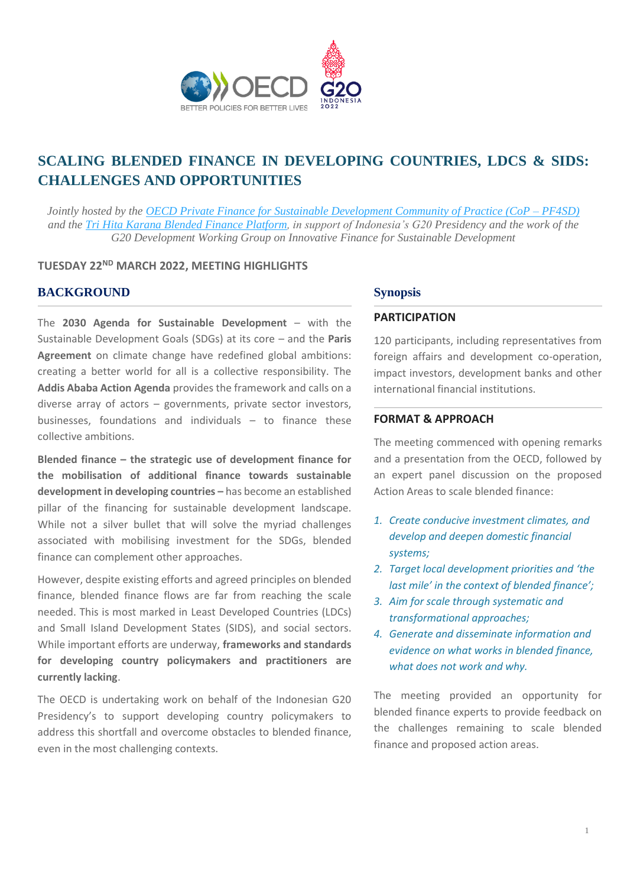# SCALING BLENDED FINANCE IN DEVELOPING COUNTRIES, LDCS & SIDS: CHALLENGES AND OPPORTUNITIES

*Jointly hosted by the OECD Private Finance for Sustainable Development Community of Practice (CoP – PF4SD) and the Tri Hita Karana Blended Finance Platform, in support of Indonesia's G20 Presidency and the work of the G20 Development Working Group on Innovative Finance for Sustainable Development*

**TUESDAY 22ND MARCH 2022, MEETING HIGHLIGHTS**

## BACKGROUND

The **2030 Agenda for Sustainable Development** – with the Sustainable Development Goals (SDGs) at its core – and the **Paris Agreement** on climate change have redefined global ambitions: creating a better world for all is a collective responsibility. The **Addis Ababa Action Agenda** provides the framework and calls on a diverse array of actors – governments, private sector investors, businesses, foundations and individuals – to finance these collective ambitions.

**Blended finance – the strategic use of development finance for the mobilisation of additional finance towards sustainable development in developing countries –** has become an established pillar of the financing for sustainable development landscape. While not a silver bullet that will solve the myriad challenges associated with mobilising investment for the SDGs, blended finance can complement other approaches.

However, despite existing efforts and agreed principles on blended finance, blended finance flows are far from reaching the scale needed. This is most marked in Least Developed Countries (LDCs) and Small Island Development States (SIDS), and social sectors. While important efforts are underway, **frameworks and standards for developing country policymakers and practitioners are currently lacking**.

The OECD is undertaking work on behalf of the Indonesian G20 Presidency's to support developing country policymakers to address this shortfall and overcome obstacles to blended finance, even in the most challenging contexts.

## Synopsis

### PARTICIPATION

120 participants, including representatives from foreign affairs and development co-operation, impact investors, development banks and other international financial institutions.

### FORMAT & APPROACH

The meeting commenced with opening remarks and a presentation from the OECD, followed by an expert panel discussion on the proposed Action Areas to scale blended finance:

1. *Create conducive investment climates, and develop and deepen domestic financial systems;*
2. *Target local development priorities and 'the last mile' in the context of blended finance';*
3. *Aim for scale through systematic and transformational approaches;*
4. *Generate and disseminate information and evidence on what works in blended finance, what does not work and why.*

The meeting provided an opportunity for blended finance experts to provide feedback on the challenges remaining to scale blended finance and proposed action areas.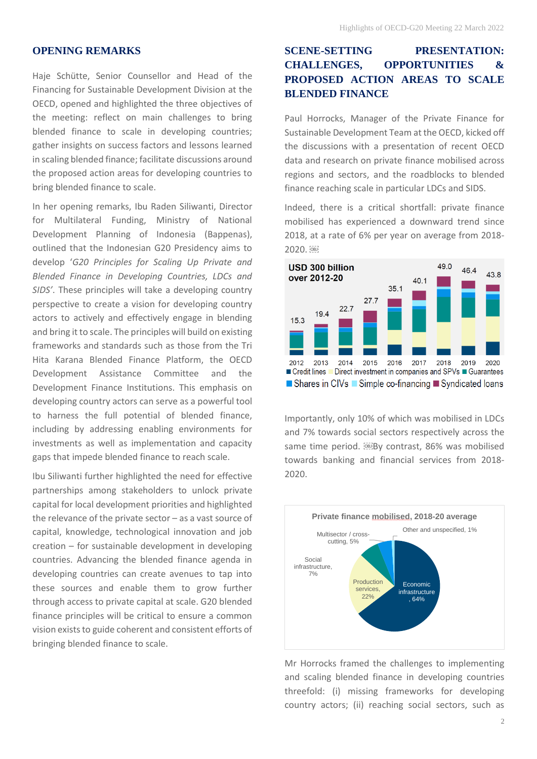## OPENING REMARKS

Haje Schütte, Senior Counsellor and Head of the Financing for Sustainable Development Division at the OECD, opened and highlighted the three objectives of the meeting: reflect on main challenges to bring blended finance to scale in developing countries; gather insights on success factors and lessons learned in scaling blended finance; facilitate discussions around the proposed action areas for developing countries to bring blended finance to scale.

In her opening remarks, Ibu Raden Siliwanti, Director for Multilateral Funding, Ministry of National Development Planning of Indonesia (Bappenas), outlined that the Indonesian G20 Presidency aims to develop '*G20 Principles for Scaling Up Private and Blended Finance in Developing Countries, LDCs and SIDS*'. These principles will take a developing country perspective to create a vision for developing country actors to actively and effectively engage in blending and bring it to scale. The principles will build on existing frameworks and standards such as those from the Tri Hita Karana Blended Finance Platform, the OECD Development Assistance Committee and the Development Finance Institutions. This emphasis on developing country actors can serve as a powerful tool to harness the full potential of blended finance, including by addressing enabling environments for investments as well as implementation and capacity gaps that impede blended finance to reach scale.

Ibu Siliwanti further highlighted the need for effective partnerships among stakeholders to unlock private capital for local development priorities and highlighted the relevance of the private sector – as a vast source of capital, knowledge, technological innovation and job creation – for sustainable development in developing countries. Advancing the blended finance agenda in developing countries can create avenues to tap into these sources and enable them to grow further through access to private capital at scale. G20 blended finance principles will be critical to ensure a common vision exists to guide coherent and consistent efforts of bringing blended finance to scale.

## SCENE-SETTING PRESENTATION: CHALLENGES, OPPORTUNITIES & PROPOSED ACTION AREAS TO SCALE BLENDED FINANCE

Paul Horrocks, Manager of the Private Finance for Sustainable Development Team at the OECD, kicked off the discussions with a presentation of recent OECD data and research on private finance mobilised across regions and sectors, and the roadblocks to blended finance reaching scale in particular LDCs and SIDS.

Indeed, there is a critical shortfall: private finance mobilised has experienced a downward trend since 2018, at a rate of 6% per year on average from 2018-2020.

USD 300 billion over 2012-20

| Year | 2012 | 2013 | 2014 | 2015 | 2016 | 2017 | 2018 | 2019 | 2020 |
|---|---|---|---|---|---|---|---|---|---|
| Total (USD billion) | 15.3 | 19.4 | 22.7 | 27.7 | 35.1 | 40.1 | 49.0 | 46.4 | 43.8 |

Credit lines / Direct investment in companies and SPVs / Guarantees / Shares in CIVs / Simple co-financing / Syndicated loans

Importantly, only 10% of which was mobilised in LDCs and 7% towards social sectors respectively across the same time period. By contrast, 86% was mobilised towards banking and financial services from 2018-2020.

**Private finance mobilised, 2018-20 average**

| Sector | Share |
|---|---|
| Economic infrastructure | 64% |
| Production services | 22% |
| Social infrastructure | 7% |
| Multisector / cross-cutting | 5% |
| Other and unspecified | 1% |

Mr Horrocks framed the challenges to implementing and scaling blended finance in developing countries threefold: (i) missing frameworks for developing country actors; (ii) reaching social sectors, such as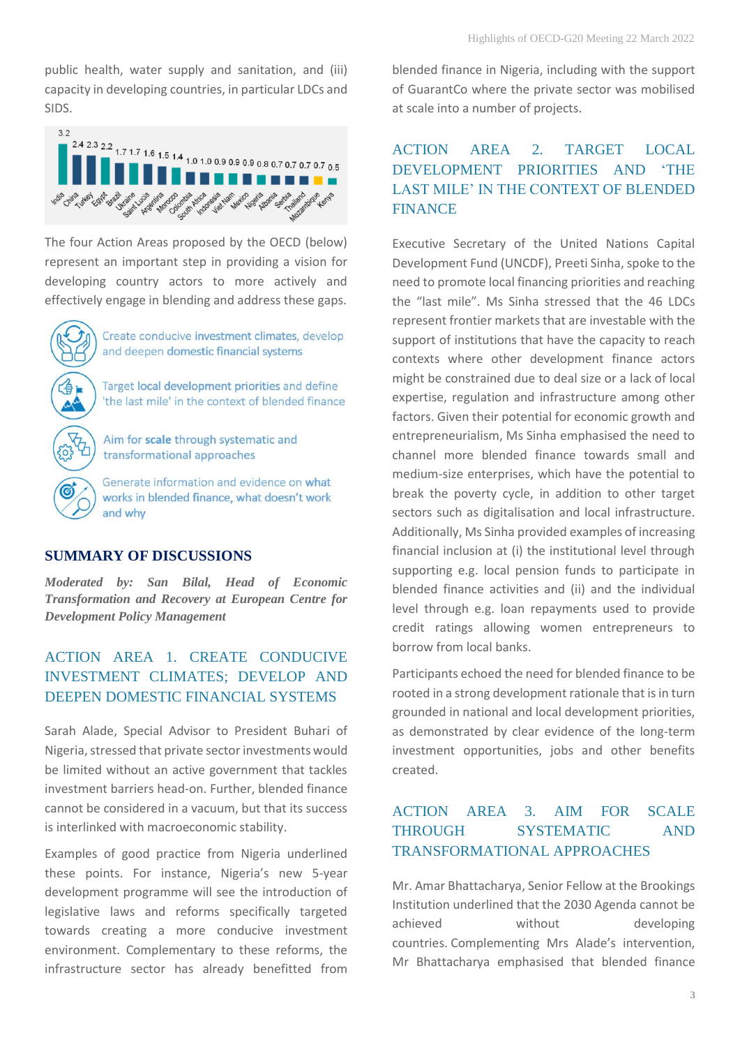public health, water supply and sanitation, and (iii) capacity in developing countries, in particular LDCs and SIDS.

| India | China | Turkey | Egypt | Brazil | Ukraine | Saint Lucia | Argentina | Morocco | Colombia | South Africa | Indonesia | Viet Nam | Mexico | Nigeria | Albania | Serbia | Thailand | Mozambique | Kenya |
|---|---|---|---|---|---|---|---|---|---|---|---|---|---|---|---|---|---|---|---|
| 3.2 | 2.4 | 2.3 | 2.2 | 1.7 | 1.7 | 1.6 | 1.5 | 1.4 | 1.0 | 1.0 | 0.9 | 0.9 | 0.9 | 0.8 | 0.7 | 0.7 | 0.7 | 0.7 | 0.5 |

The four Action Areas proposed by the OECD (below) represent an important step in providing a vision for developing country actors to more actively and effectively engage in blending and address these gaps.

- Create conducive **investment climates**, develop and deepen **domestic financial systems**
- Target **local development priorities** and define 'the last mile' in the context of blended finance
- Aim for **scale** through systematic and transformational approaches
- Generate information and evidence on **what works in blended finance, what doesn't work** and why

## SUMMARY OF DISCUSSIONS

***Moderated by: San Bilal, Head of Economic Transformation and Recovery at European Centre for Development Policy Management***

### ACTION AREA 1. CREATE CONDUCIVE INVESTMENT CLIMATES; DEVELOP AND DEEPEN DOMESTIC FINANCIAL SYSTEMS

Sarah Alade, Special Advisor to President Buhari of Nigeria, stressed that private sector investments would be limited without an active government that tackles investment barriers head-on. Further, blended finance cannot be considered in a vacuum, but that its success is interlinked with macroeconomic stability.

Examples of good practice from Nigeria underlined these points. For instance, Nigeria's new 5-year development programme will see the introduction of legislative laws and reforms specifically targeted towards creating a more conducive investment environment. Complementary to these reforms, the infrastructure sector has already benefitted from blended finance in Nigeria, including with the support of GuarantCo where the private sector was mobilised at scale into a number of projects.

### ACTION AREA 2. TARGET LOCAL DEVELOPMENT PRIORITIES AND 'THE LAST MILE' IN THE CONTEXT OF BLENDED FINANCE

Executive Secretary of the United Nations Capital Development Fund (UNCDF), Preeti Sinha, spoke to the need to promote local financing priorities and reaching the "last mile". Ms Sinha stressed that the 46 LDCs represent frontier markets that are investable with the support of institutions that have the capacity to reach contexts where other development finance actors might be constrained due to deal size or a lack of local expertise, regulation and infrastructure among other factors. Given their potential for economic growth and entrepreneurialism, Ms Sinha emphasised the need to channel more blended finance towards small and medium-size enterprises, which have the potential to break the poverty cycle, in addition to other target sectors such as digitalisation and local infrastructure. Additionally, Ms Sinha provided examples of increasing financial inclusion at (i) the institutional level through supporting e.g. local pension funds to participate in blended finance activities and (ii) and the individual level through e.g. loan repayments used to provide credit ratings allowing women entrepreneurs to borrow from local banks.

Participants echoed the need for blended finance to be rooted in a strong development rationale that is in turn grounded in national and local development priorities, as demonstrated by clear evidence of the long-term investment opportunities, jobs and other benefits created.

### ACTION AREA 3. AIM FOR SCALE THROUGH SYSTEMATIC AND TRANSFORMATIONAL APPROACHES

Mr. Amar Bhattacharya, Senior Fellow at the Brookings Institution underlined that the 2030 Agenda cannot be achieved without developing countries. Complementing Mrs Alade's intervention, Mr Bhattacharya emphasised that blended finance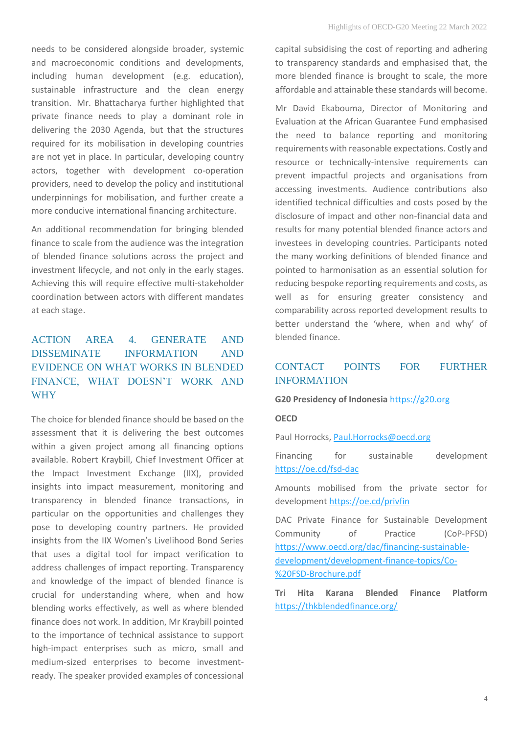needs to be considered alongside broader, systemic and macroeconomic conditions and developments, including human development (e.g. education), sustainable infrastructure and the clean energy transition. Mr. Bhattacharya further highlighted that private finance needs to play a dominant role in delivering the 2030 Agenda, but that the structures required for its mobilisation in developing countries are not yet in place. In particular, developing country actors, together with development co-operation providers, need to develop the policy and institutional underpinnings for mobilisation, and further create a more conducive international financing architecture.

An additional recommendation for bringing blended finance to scale from the audience was the integration of blended finance solutions across the project and investment lifecycle, and not only in the early stages. Achieving this will require effective multi-stakeholder coordination between actors with different mandates at each stage.

## ACTION AREA 4. GENERATE AND DISSEMINATE INFORMATION AND EVIDENCE ON WHAT WORKS IN BLENDED FINANCE, WHAT DOESN'T WORK AND WHY

The choice for blended finance should be based on the assessment that it is delivering the best outcomes within a given project among all financing options available. Robert Kraybill, Chief Investment Officer at the Impact Investment Exchange (IIX), provided insights into impact measurement, monitoring and transparency in blended finance transactions, in particular on the opportunities and challenges they pose to developing country partners. He provided insights from the IIX Women's Livelihood Bond Series that uses a digital tool for impact verification to address challenges of impact reporting. Transparency and knowledge of the impact of blended finance is crucial for understanding where, when and how blending works effectively, as well as where blended finance does not work. In addition, Mr Kraybill pointed to the importance of technical assistance to support high-impact enterprises such as micro, small and medium-sized enterprises to become investment-ready. The speaker provided examples of concessional capital subsidising the cost of reporting and adhering to transparency standards and emphasised that, the more blended finance is brought to scale, the more affordable and attainable these standards will become.

Mr David Ekabouma, Director of Monitoring and Evaluation at the African Guarantee Fund emphasised the need to balance reporting and monitoring requirements with reasonable expectations. Costly and resource or technically-intensive requirements can prevent impactful projects and organisations from accessing investments. Audience contributions also identified technical difficulties and costs posed by the disclosure of impact and other non-financial data and results for many potential blended finance actors and investees in developing countries. Participants noted the many working definitions of blended finance and pointed to harmonisation as an essential solution for reducing bespoke reporting requirements and costs, as well as for ensuring greater consistency and comparability across reported development results to better understand the 'where, when and why' of blended finance.

## CONTACT POINTS FOR FURTHER INFORMATION

**G20 Presidency of Indonesia** https://g20.org

**OECD**

Paul Horrocks, Paul.Horrocks@oecd.org

Financing for sustainable development https://oe.cd/fsd-dac

Amounts mobilised from the private sector for development https://oe.cd/privfin

DAC Private Finance for Sustainable Development Community of Practice (CoP-PFSD) https://www.oecd.org/dac/financing-sustainable-development/development-finance-topics/Co-%20FSD-Brochure.pdf

**Tri Hita Karana Blended Finance Platform** https://thkblendedfinance.org/